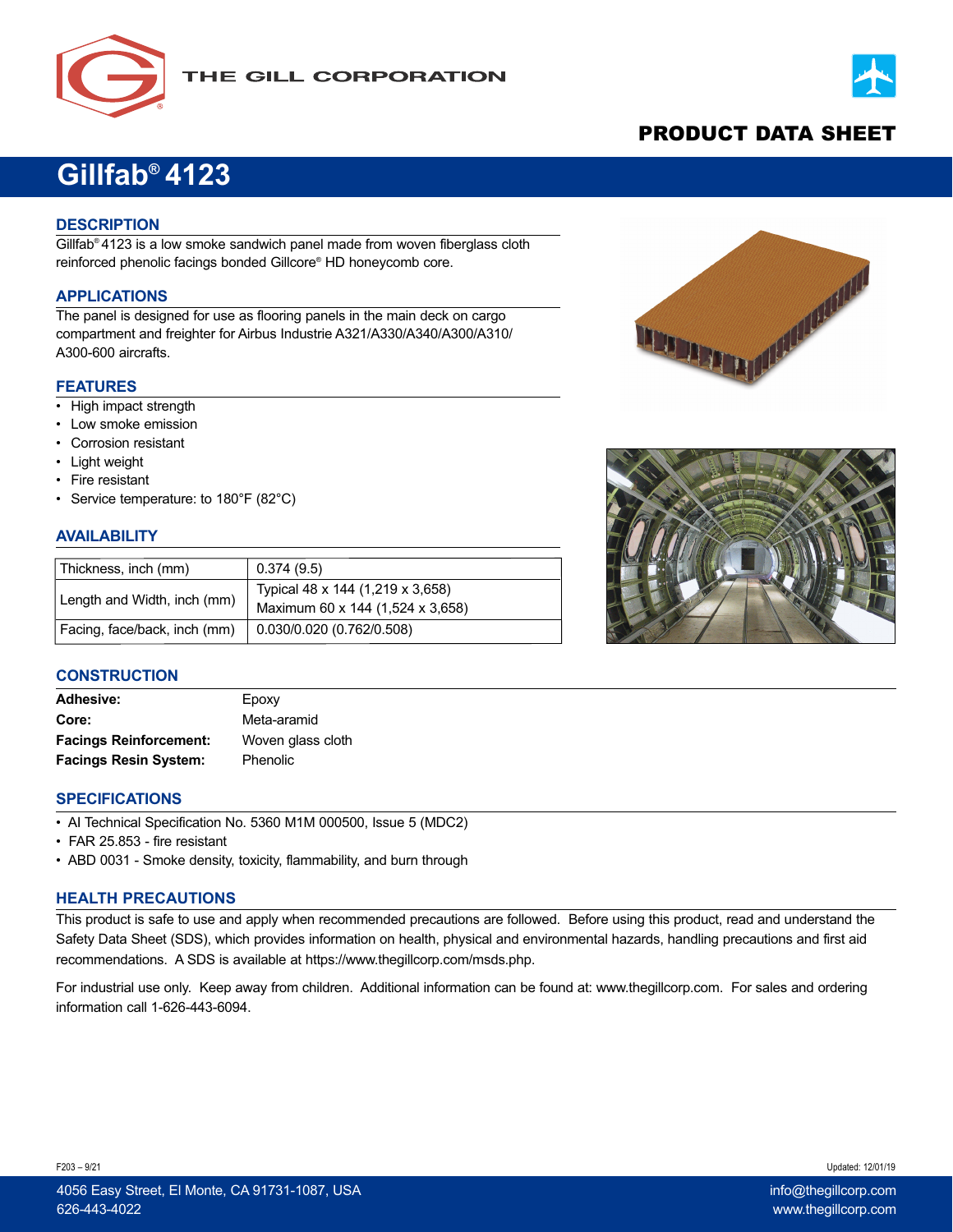THE GILL CORPORATION

PRODUCT DATA SHEET

# Gillfab® 4123

## DESCRIPTION

Gillfab® 4123 is a low smoke sandwich panel made from woven fiberglass cloth reinforced phenolic facings bonded Gillcore® HD honeycomb core.

## APPLICATIONS

The panel is designed for use as flooring panels in the main deck on cargo compartment and freighter for Airbus Industrie A321/A330/A340/A300/A310/A300-600 aircrafts.

## FEATURES

- High impact strength
- Low smoke emission
- Corrosion resistant
- Light weight
- Fire resistant
- Service temperature: to 180°F (82°C)

## AVAILABILITY

| | |
|---|---|
| Thickness, inch (mm) | 0.374 (9.5) |
| Length and Width, inch (mm) | Typical 48 x 144 (1,219 x 3,658)<br>Maximum 60 x 144 (1,524 x 3,658) |
| Facing, face/back, inch (mm) | 0.030/0.020 (0.762/0.508) |

## CONSTRUCTION

| | |
|---|---|
| **Adhesive:** | Epoxy |
| **Core:** | Meta-aramid |
| **Facings Reinforcement:** | Woven glass cloth |
| **Facings Resin System:** | Phenolic |

## SPECIFICATIONS

- AI Technical Specification No. 5360 M1M 000500, Issue 5 (MDC2)
- FAR 25.853 - fire resistant
- ABD 0031 - Smoke density, toxicity, flammability, and burn through

## HEALTH PRECAUTIONS

This product is safe to use and apply when recommended precautions are followed. Before using this product, read and understand the Safety Data Sheet (SDS), which provides information on health, physical and environmental hazards, handling precautions and first aid recommendations. A SDS is available at https://www.thegillcorp.com/msds.php.

For industrial use only. Keep away from children. Additional information can be found at: www.thegillcorp.com. For sales and ordering information call 1-626-443-6094.

F203 – 9/21

Updated: 12/01/19

4056 Easy Street, El Monte, CA 91731-1087, USA
626-443-4022

info@thegillcorp.com
www.thegillcorp.com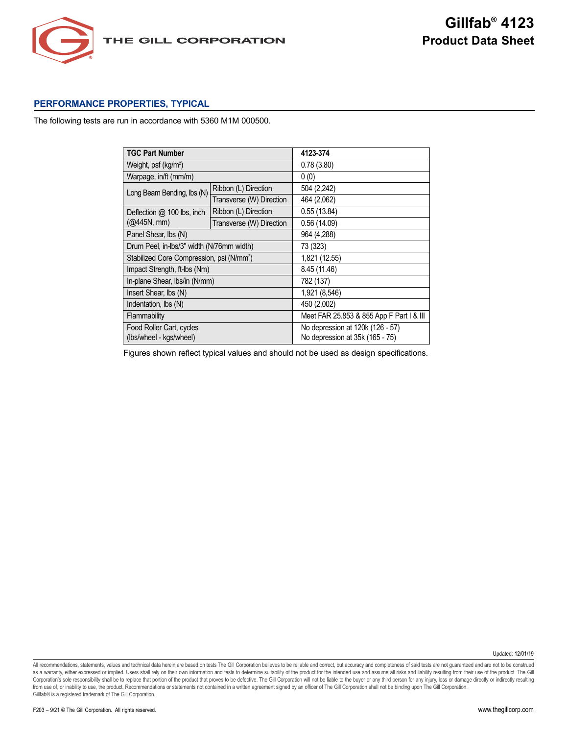## PERFORMANCE PROPERTIES, TYPICAL

The following tests are run in accordance with 5360 M1M 000500.

| TGC Part Number | | 4123-374 |
|---|---|---|
| Weight, psf (kg/m²) | | 0.78 (3.80) |
| Warpage, in/ft (mm/m) | | 0 (0) |
| Long Beam Bending, lbs (N) | Ribbon (L) Direction | 504 (2,242) |
| | Transverse (W) Direction | 464 (2,062) |
| Deflection @ 100 lbs, inch (@445N, mm) | Ribbon (L) Direction | 0.55 (13.84) |
| | Transverse (W) Direction | 0.56 (14.09) |
| Panel Shear, lbs (N) | | 964 (4,288) |
| Drum Peel, in-lbs/3" width (N/76mm width) | | 73 (323) |
| Stabilized Core Compression, psi (N/mm²) | | 1,821 (12.55) |
| Impact Strength, ft-lbs (Nm) | | 8.45 (11.46) |
| In-plane Shear, lbs/in (N/mm) | | 782 (137) |
| Insert Shear, lbs (N) | | 1,921 (8,546) |
| Indentation, lbs (N) | | 450 (2,002) |
| Flammability | | Meet FAR 25.853 & 855 App F Part I & III |
| Food Roller Cart, cycles (lbs/wheel - kgs/wheel) | | No depression at 120k (126 - 57)<br>No depression at 35k (165 - 75) |

Figures shown reflect typical values and should not be used as design specifications.

Updated: 12/01/19

All recommendations, statements, values and technical data herein are based on tests The Gill Corporation believes to be reliable and correct, but accuracy and completeness of said tests are not guaranteed and are not to be construed as a warranty, either expressed or implied. Users shall rely on their own information and tests to determine suitability of the product for the intended use and assume all risks and liability resulting from their use of the product. The Gill Corporation's sole responsibility shall be to replace that portion of the product that proves to be defective. The Gill Corporation will not be liable to the buyer or any third person for any injury, loss or damage directly or indirectly resulting from use of, or inability to use, the product. Recommendations or statements not contained in a written agreement signed by an officer of The Gill Corporation shall not be binding upon The Gill Corporation.
Gillfab® is a registered trademark of The Gill Corporation.

F203 – 9/21 © The Gill Corporation. All rights reserved.

www.thegillcorp.com